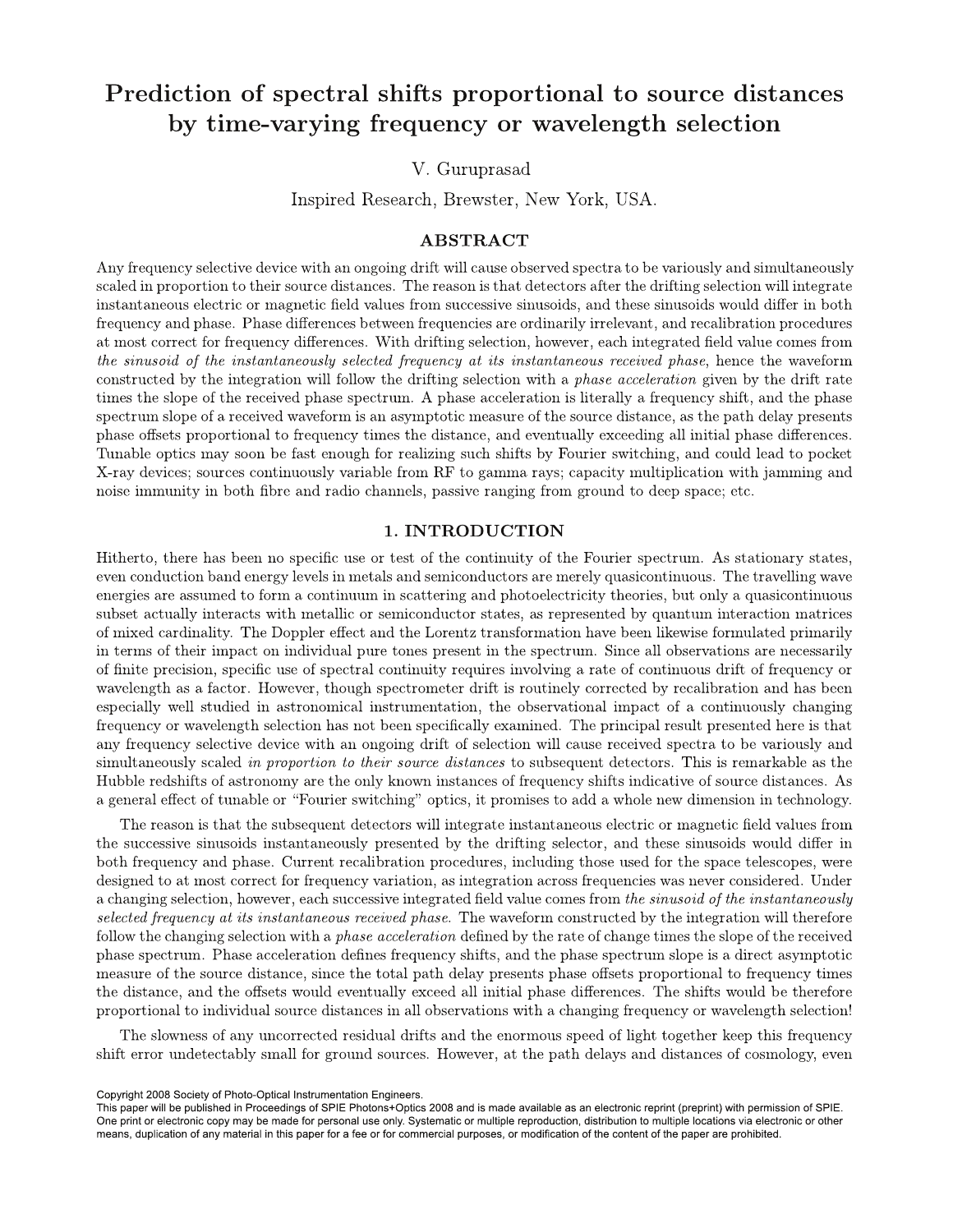# Prediction of spectral shifts proportional to source distances by time-varying frequency or wavelength selection

V. Guruprasad

Inspired Research, Brewster, New York, USA.

## ABSTRACT

Any frequency selective device with an ongoing drift will cause observed spectra to be variously and simultaneously scaled in proportion to their source distances. The reason is that detectors after the drifting selection will integrate instantaneous electric or magnetic field values from successive sinusoids, and these sinusoids would differ in both frequency and phase. Phase differences between frequencies are ordinarily irrelevant, and recalibration procedures at most correct for frequency differences. With drifting selection, however, each integrated field value comes from *the sinusoid of the instantaneously selected frequency at its instantaneous received phase*, hence the waveform constructed by the integration will follow the drifting selection with a *phase acceleration* given by the drift rate times the slope of the received phase spectrum. A phase acceleration is literally a frequency shift, and the phase spectrum slope of a received waveform is an asymptotic measure of the source distance, as the path delay presents phase offsets proportional to frequency times the distance, and eventually exceeding all initial phase differences. Tunable optics may soon be fast enough for realizing such shifts by Fourier switching, and could lead to pocket X-ray devices; sources continuously variable from RF to gamma rays; capacity multiplication with jamming and noise immunity in both fibre and radio channels, passive ranging from ground to deep space; etc.

## 1. INTRODUCTION

Hitherto, there has been no specific use or test of the continuity of the Fourier spectrum. As stationary states, even conduction band energy levels in metals and semiconductors are merely quasicontinuous. The travelling wave energies are assumed to form a continuum in scattering and photoelectricity theories, but only a quasicontinuous subset actually interacts with metallic or semiconductor states, as represented by quantum interaction matrices of mixed cardinality. The Doppler effect and the Lorentz transformation have been likewise formulated primarily in terms of their impact on individual pure tones present in the spectrum. Since all observations are necessarily of finite precision, specific use of spectral continuity requires involving a rate of continuous drift of frequency or wavelength as a factor. However, though spectrometer drift is routinely corrected by recalibration and has been especially well studied in astronomical instrumentation, the observational impact of a continuously changing frequency or wavelength selection has not been specifically examined. The principal result presented here is that any frequency selective device with an ongoing drift of selection will cause received spectra to be variously and simultaneously scaled *in proportion to their source distances* to subsequent detectors. This is remarkable as the Hubble redshifts of astronomy are the only known instances of frequency shifts indicative of source distances. As a general effect of tunable or "Fourier switching" optics, it promises to add a whole new dimension in technology.

The reason is that the subsequent detectors will integrate instantaneous electric or magnetic field values from the successive sinusoids instantaneously presented by the drifting selector, and these sinusoids would differ in both frequency and phase. Current recalibration procedures, including those used for the space telescopes, were designed to at most correct for frequency variation, as integration across frequencies was never considered. Under a changing selection, however, each successive integrated field value comes from *the sinusoid of the instantaneously selected frequency at its instantaneous received phase.* The waveform constructed by the integration will therefore follow the changing selection with a *phase acceleration* defined by the rate of change times the slope of the received phase spectrum. Phase acceleration defines frequency shifts, and the phase spectrum slope is a direct asymptotic measure of the source distance, since the total path delay presents phase offsets proportional to frequency times the distance, and the offsets would eventually exceed all initial phase differences. The shifts would be therefore proportional to individual source distances in all observations with a changing frequency or wavelength selection!

The slowness of any uncorrected residual drifts and the enormous speed of light together keep this frequency shift error undetectably small for ground sources. However, at the path delays and distances of cosmology, even

Copyright 2008 Society of Photo-Optical Instrumentation Engineers.
This paper will be published in Proceedings of SPIE Photons+Optics 2008 and is made available as an electronic reprint (preprint) with permission of SPIE. One print or electronic copy may be made for personal use only. Systematic or multiple reproduction, distribution to multiple locations via electronic or other means, duplication of any material in this paper for a fee or for commercial purposes, or modification of the content of the paper are prohibited.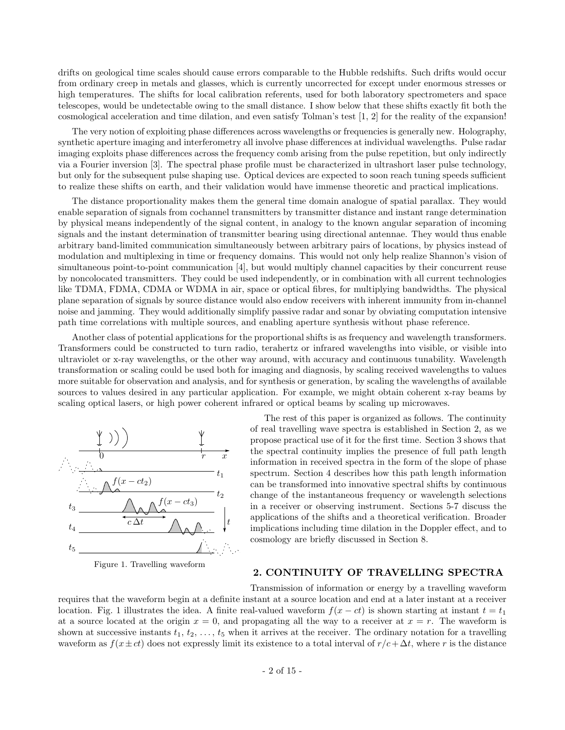drifts on geological time scales should cause errors comparable to the Hubble redshifts. Such drifts would occur from ordinary creep in metals and glasses, which is currently uncorrected for except under enormous stresses or high temperatures. The shifts for local calibration referents, used for both laboratory spectrometers and space telescopes, would be undetectable owing to the small distance. I show below that these shifts exactly fit both the cosmological acceleration and time dilation, and even satisfy Tolman's test [1, 2] for the reality of the expansion!

The very notion of exploiting phase differences across wavelengths or frequencies is generally new. Holography, synthetic aperture imaging and interferometry all involve phase differences at individual wavelengths. Pulse radar imaging exploits phase differences across the frequency comb arising from the pulse repetition, but only indirectly via a Fourier inversion [3]. The spectral phase profile must be characterized in ultrashort laser pulse technology, but only for the subsequent pulse shaping use. Optical devices are expected to soon reach tuning speeds sufficient to realize these shifts on earth, and their validation would have immense theoretic and practical implications.

The distance proportionality makes them the general time domain analogue of spatial parallax. They would enable separation of signals from cochannel transmitters by transmitter distance and instant range determination by physical means independently of the signal content, in analogy to the known angular separation of incoming signals and the instant determination of transmitter bearing using directional antennae. They would thus enable arbitrary band-limited communication simultaneously between arbitrary pairs of locations, by physics instead of modulation and multiplexing in time or frequency domains. This would not only help realize Shannon's vision of simultaneous point-to-point communication [4], but would multiply channel capacities by their concurrent reuse by noncolocated transmitters. They could be used independently, or in combination with all current technologies like TDMA, FDMA, CDMA or WDMA in air, space or optical fibres, for multiplying bandwidths. The physical plane separation of signals by source distance would also endow receivers with inherent immunity from in-channel noise and jamming. They would additionally simplify passive radar and sonar by obviating computation intensive path time correlations with multiple sources, and enabling aperture synthesis without phase reference.

Another class of potential applications for the proportional shifts is as frequency and wavelength transformers. Transformers could be constructed to turn radio, terahertz or infrared wavelengths into visible, or visible into ultraviolet or x-ray wavelengths, or the other way around, with accuracy and continuous tunability. Wavelength transformation or scaling could be used both for imaging and diagnosis, by scaling received wavelengths to values more suitable for observation and analysis, and for synthesis or generation, by scaling the wavelengths of available sources to values desired in any particular application. For example, we might obtain coherent x-ray beams by scaling optical lasers, or high power coherent infrared or optical beams by scaling up microwaves.

0
r
x
$t_1$
$f(x - ct_2)$
$t_2$
$t_3$
$f(x - ct_3)$
$c\,\Delta t$
$t_4$
$t$
$t_5$

Figure 1. Travelling waveform

The rest of this paper is organized as follows. The continuity of real travelling wave spectra is established in Section 2, as we propose practical use of it for the first time. Section 3 shows that the spectral continuity implies the presence of full path length information in received spectra in the form of the slope of phase spectrum. Section 4 describes how this path length information can be transformed into innovative spectral shifts by continuous change of the instantaneous frequency or wavelength selections in a receiver or observing instrument. Sections 5-7 discuss the applications of the shifts and a theoretical verification. Broader implications including time dilation in the Doppler effect, and to cosmology are briefly discussed in Section 8.

## 2. CONTINUITY OF TRAVELLING SPECTRA

Transmission of information or energy by a travelling waveform requires that the waveform begin at a definite instant at a source location and end at a later instant at a receiver location. Fig. 1 illustrates the idea. A finite real-valued waveform $f(x - ct)$ is shown starting at instant $t = t_1$ at a source located at the origin $x = 0$, and propagating all the way to a receiver at $x = r$. The waveform is shown at successive instants $t_1, t_2, \ldots, t_5$ when it arrives at the receiver. The ordinary notation for a travelling waveform as $f(x \pm ct)$ does not expressly limit its existence to a total interval of $r/c + \Delta t$, where $r$ is the distance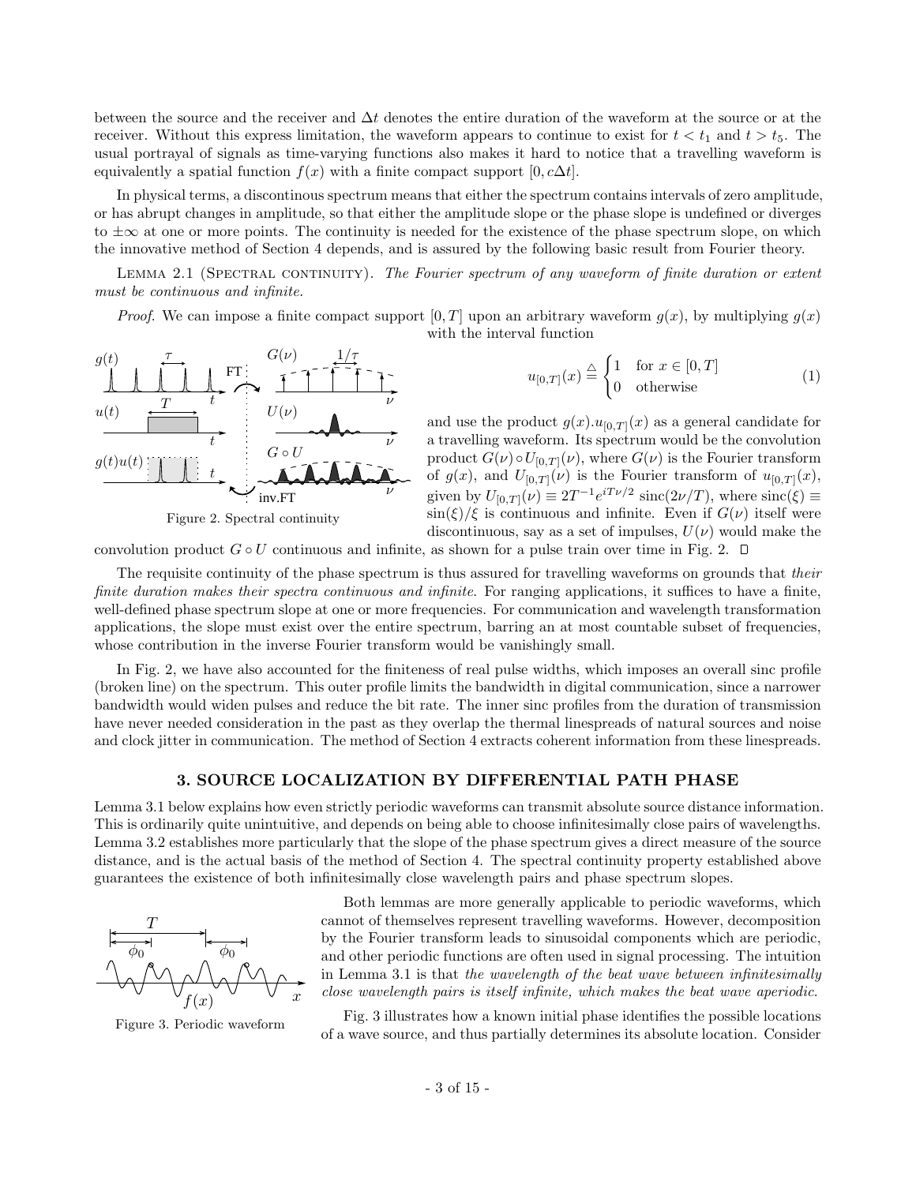between the source and the receiver and $\Delta t$ denotes the entire duration of the waveform at the source or at the receiver. Without this express limitation, the waveform appears to continue to exist for $t < t_1$ and $t > t_5$. The usual portrayal of signals as time-varying functions also makes it hard to notice that a travelling waveform is equivalently a spatial function $f(x)$ with a finite compact support $[0, c\Delta t]$.

In physical terms, a discontinous spectrum means that either the spectrum contains intervals of zero amplitude, or has abrupt changes in amplitude, so that either the amplitude slope or the phase slope is undefined or diverges to $\pm\infty$ at one or more points. The continuity is needed for the existence of the phase spectrum slope, on which the innovative method of Section 4 depends, and is assured by the following basic result from Fourier theory.

LEMMA 2.1 (SPECTRAL CONTINUITY). *The Fourier spectrum of any waveform of finite duration or extent must be continuous and infinite.*

*Proof.* We can impose a finite compact support $[0, T]$ upon an arbitrary waveform $g(x)$, by multiplying $g(x)$ with the interval function

$$u_{[0,T]}(x) \triangleq \begin{cases} 1 & \text{for } x \in [0, T] \\ 0 & \text{otherwise} \end{cases} \tag{1}$$

and use the product $g(x).u_{[0,T]}(x)$ as a general candidate for a travelling waveform. Its spectrum would be the convolution product $G(\nu) \circ U_{[0,T]}(\nu)$, where $G(\nu)$ is the Fourier transform of $g(x)$, and $U_{[0,T]}(\nu)$ is the Fourier transform of $u_{[0,T]}(x)$, given by $U_{[0,T]}(\nu) \equiv 2T^{-1} e^{iT\nu/2} \operatorname{sinc}(2\nu/T)$, where $\operatorname{sinc}(\xi) \equiv \sin(\xi)/\xi$ is continuous and infinite. Even if $G(\nu)$ itself were discontinuous, say as a set of impulses, $U(\nu)$ would make the convolution product $G \circ U$ continuous and infinite, as shown for a pulse train over time in Fig. 2. □

Figure 2. Spectral continuity

The requisite continuity of the phase spectrum is thus assured for travelling waveforms on grounds that *their finite duration makes their spectra continuous and infinite*. For ranging applications, it suffices to have a finite, well-defined phase spectrum slope at one or more frequencies. For communication and wavelength transformation applications, the slope must exist over the entire spectrum, barring an at most countable subset of frequencies, whose contribution in the inverse Fourier transform would be vanishingly small.

In Fig. 2, we have also accounted for the finiteness of real pulse widths, which imposes an overall sinc profile (broken line) on the spectrum. This outer profile limits the bandwidth in digital communication, since a narrower bandwidth would widen pulses and reduce the bit rate. The inner sinc profiles from the duration of transmission have never needed consideration in the past as they overlap the thermal linespreads of natural sources and noise and clock jitter in communication. The method of Section 4 extracts coherent information from these linespreads.

## 3. SOURCE LOCALIZATION BY DIFFERENTIAL PATH PHASE

Lemma 3.1 below explains how even strictly periodic waveforms can transmit absolute source distance information. This is ordinarily quite unintuitive, and depends on being able to choose infinitesimally close pairs of wavelengths. Lemma 3.2 establishes more particularly that the slope of the phase spectrum gives a direct measure of the source distance, and is the actual basis of the method of Section 4. The spectral continuity property established above guarantees the existence of both infinitesimally close wavelength pairs and phase spectrum slopes.

Both lemmas are more generally applicable to periodic waveforms, which cannot of themselves represent travelling waveforms. However, decomposition by the Fourier transform leads to sinusoidal components which are periodic, and other periodic functions are often used in signal processing. The intuition in Lemma 3.1 is that *the wavelength of the beat wave between infinitesimally close wavelength pairs is itself infinite, which makes the beat wave aperiodic.*

Figure 3. Periodic waveform

Fig. 3 illustrates how a known initial phase identifies the possible locations of a wave source, and thus partially determines its absolute location. Consider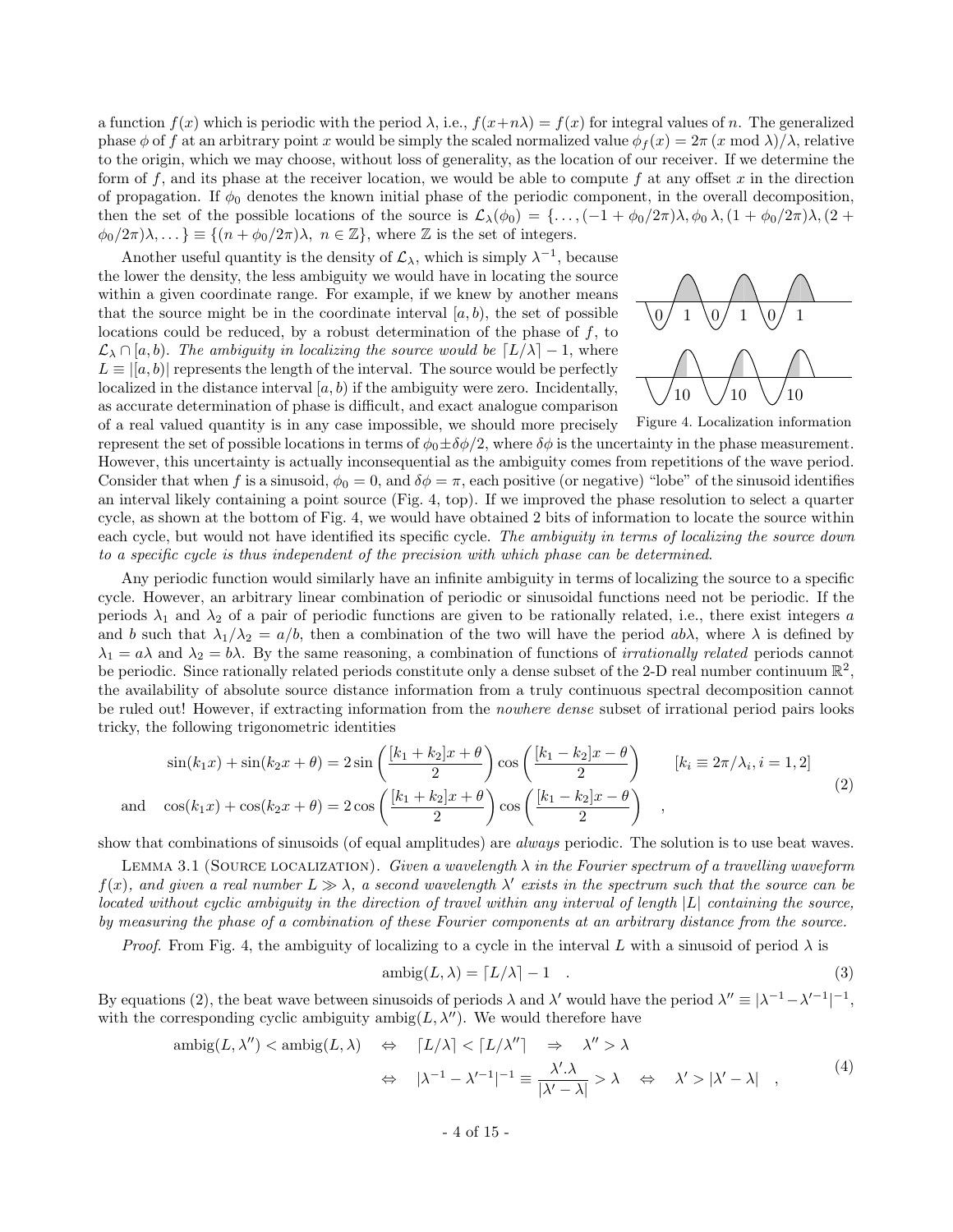a function $f(x)$ which is periodic with the period $\lambda$, i.e., $f(x+n\lambda) = f(x)$ for integral values of $n$. The generalized phase $\phi$ of $f$ at an arbitrary point $x$ would be simply the scaled normalized value $\phi_f(x) = 2\pi\,(x \bmod \lambda)/\lambda$, relative to the origin, which we may choose, without loss of generality, as the location of our receiver. If we determine the form of $f$, and its phase at the receiver location, we would be able to compute $f$ at any offset $x$ in the direction of propagation. If $\phi_0$ denotes the known initial phase of the periodic component, in the overall decomposition, then the set of the possible locations of the source is $\mathcal{L}_\lambda(\phi_0) = \{\ldots,(-1+\phi_0/2\pi)\lambda, \phi_0\,\lambda, (1+\phi_0/2\pi)\lambda, (2+\phi_0/2\pi)\lambda, \ldots\} \equiv \{(n+\phi_0/2\pi)\lambda,\ n \in \mathbb{Z}\}$, where $\mathbb{Z}$ is the set of integers.

Another useful quantity is the density of $\mathcal{L}_\lambda$, which is simply $\lambda^{-1}$, because the lower the density, the less ambiguity we would have in locating the source within a given coordinate range. For example, if we knew by another means that the source might be in the coordinate interval $[a, b)$, the set of possible locations could be reduced, by a robust determination of the phase of $f$, to $\mathcal{L}_\lambda \cap [a, b)$. *The ambiguity in localizing the source would be* $\lceil L/\lambda \rceil - 1$, where $L \equiv |[a, b)|$ represents the length of the interval. The source would be perfectly localized in the distance interval $[a, b)$ if the ambiguity were zero. Incidentally, as accurate determination of phase is difficult, and exact analogue comparison of a real valued quantity is in any case impossible, we should more precisely represent the set of possible locations in terms of $\phi_0 \pm \delta\phi/2$, where $\delta\phi$ is the uncertainty in the phase measurement. However, this uncertainty is actually inconsequential as the ambiguity comes from repetitions of the wave period. Consider that when $f$ is a sinusoid, $\phi_0 = 0$, and $\delta\phi = \pi$, each positive (or negative) "lobe" of the sinusoid identifies an interval likely containing a point source (Fig. 4, top). If we improved the phase resolution to select a quarter cycle, as shown at the bottom of Fig. 4, we would have obtained 2 bits of information to locate the source within each cycle, but would not have identified its specific cycle. *The ambiguity in terms of localizing the source down to a specific cycle is thus independent of the precision with which phase can be determined.*

Figure 4. Localization information

Any periodic function would similarly have an infinite ambiguity in terms of localizing the source to a specific cycle. However, an arbitrary linear combination of periodic or sinusoidal functions need not be periodic. If the periods $\lambda_1$ and $\lambda_2$ of a pair of periodic functions are given to be rationally related, i.e., there exist integers $a$ and $b$ such that $\lambda_1/\lambda_2 = a/b$, then a combination of the two will have the period $ab\lambda$, where $\lambda$ is defined by $\lambda_1 = a\lambda$ and $\lambda_2 = b\lambda$. By the same reasoning, a combination of functions of *irrationally related* periods cannot be periodic. Since rationally related periods constitute only a dense subset of the 2-D real number continuum $\mathbb{R}^2$, the availability of absolute source distance information from a truly continuous spectral decomposition cannot be ruled out! However, if extracting information from the *nowhere dense* subset of irrational period pairs looks tricky, the following trigonometric identities

$$
\begin{aligned}
\sin(k_1 x) + \sin(k_2 x + \theta) &= 2\sin\left(\frac{[k_1+k_2]x+\theta}{2}\right)\cos\left(\frac{[k_1-k_2]x-\theta}{2}\right) \qquad [k_i \equiv 2\pi/\lambda_i, i = 1,2] \\
\text{and}\quad \cos(k_1 x) + \cos(k_2 x + \theta) &= 2\cos\left(\frac{[k_1+k_2]x+\theta}{2}\right)\cos\left(\frac{[k_1-k_2]x-\theta}{2}\right) \quad ,
\end{aligned}
\tag{2}
$$

show that combinations of sinusoids (of equal amplitudes) are *always* periodic. The solution is to use beat waves.

**Lemma 3.1 (Source localization).** *Given a wavelength $\lambda$ in the Fourier spectrum of a travelling waveform $f(x)$, and given a real number $L \gg \lambda$, a second wavelength $\lambda'$ exists in the spectrum such that the source can be located without cyclic ambiguity in the direction of travel within any interval of length $|L|$ containing the source, by measuring the phase of a combination of these Fourier components at an arbitrary distance from the source.*

*Proof.* From Fig. 4, the ambiguity of localizing to a cycle in the interval $L$ with a sinusoid of period $\lambda$ is

$$
\text{ambig}(L, \lambda) = \lceil L/\lambda \rceil - 1 \quad . \tag{3}
$$

By equations (2), the beat wave between sinusoids of periods $\lambda$ and $\lambda'$ would have the period $\lambda'' \equiv |\lambda^{-1} - \lambda'^{-1}|^{-1}$, with the corresponding cyclic ambiguity $\text{ambig}(L, \lambda'')$. We would therefore have

$$
\begin{aligned}
\text{ambig}(L, \lambda'') < \text{ambig}(L, \lambda) \quad &\Leftrightarrow \quad \lceil L/\lambda \rceil < \lceil L/\lambda'' \rceil \quad \Rightarrow \quad \lambda'' > \lambda \\
&\Leftrightarrow \quad |\lambda^{-1} - \lambda'^{-1}|^{-1} \equiv \frac{\lambda'.\lambda}{|\lambda' - \lambda|} > \lambda \quad \Leftrightarrow \quad \lambda' > |\lambda' - \lambda| \quad ,
\end{aligned}
\tag{4}
$$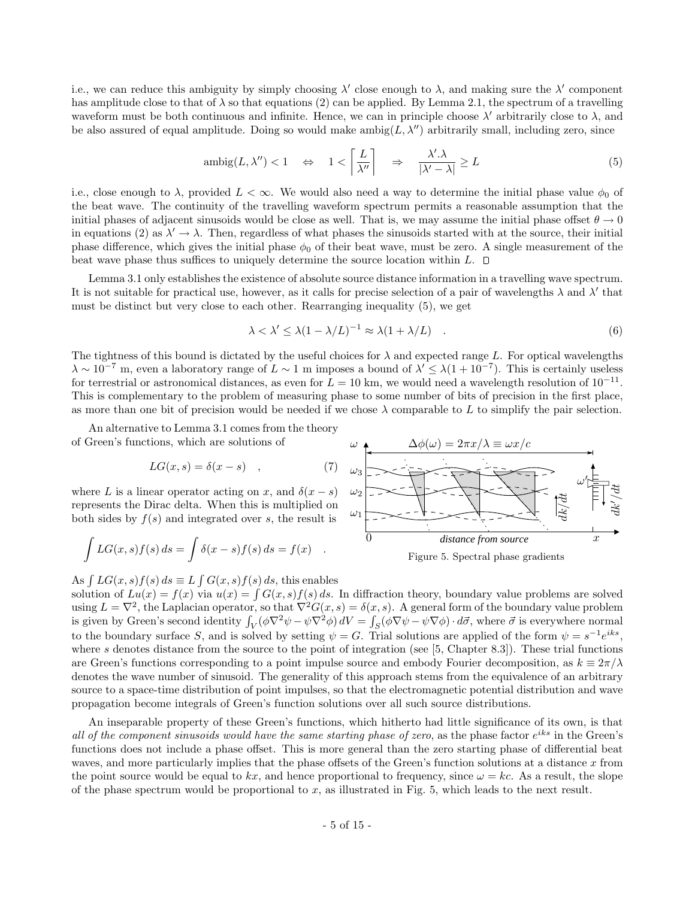i.e., we can reduce this ambiguity by simply choosing $\lambda'$ close enough to $\lambda$, and making sure the $\lambda'$ component has amplitude close to that of $\lambda$ so that equations (2) can be applied. By Lemma 2.1, the spectrum of a travelling waveform must be both continuous and infinite. Hence, we can in principle choose $\lambda'$ arbitrarily close to $\lambda$, and be also assured of equal amplitude. Doing so would make $\text{ambig}(L, \lambda'')$ arbitrarily small, including zero, since

$$\text{ambig}(L, \lambda'') < 1 \quad \Leftrightarrow \quad 1 < \left\lceil \frac{L}{\lambda''} \right\rceil \quad \Rightarrow \quad \frac{\lambda'.\lambda}{|\lambda' - \lambda|} \geq L \tag{5}$$

i.e., close enough to $\lambda$, provided $L < \infty$. We would also need a way to determine the initial phase value $\phi_0$ of the beat wave. The continuity of the travelling waveform spectrum permits a reasonable assumption that the initial phases of adjacent sinusoids would be close as well. That is, we may assume the initial phase offset $\theta \to 0$ in equations (2) as $\lambda' \to \lambda$. Then, regardless of what phases the sinusoids started with at the source, their initial phase difference, which gives the initial phase $\phi_0$ of their beat wave, must be zero. A single measurement of the beat wave phase thus suffices to uniquely determine the source location within $L$. □

Lemma 3.1 only establishes the existence of absolute source distance information in a travelling wave spectrum. It is not suitable for practical use, however, as it calls for precise selection of a pair of wavelengths $\lambda$ and $\lambda'$ that must be distinct but very close to each other. Rearranging inequality (5), we get

$$\lambda < \lambda' \leq \lambda(1 - \lambda/L)^{-1} \approx \lambda(1 + \lambda/L) \quad . \tag{6}$$

The tightness of this bound is dictated by the useful choices for $\lambda$ and expected range $L$. For optical wavelengths $\lambda \sim 10^{-7}$ m, even a laboratory range of $L \sim 1$ m imposes a bound of $\lambda' \leq \lambda(1 + 10^{-7})$. This is certainly useless for terrestrial or astronomical distances, as even for $L = 10$ km, we would need a wavelength resolution of $10^{-11}$. This is complementary to the problem of measuring phase to some number of bits of precision in the first place, as more than one bit of precision would be needed if we chose $\lambda$ comparable to $L$ to simplify the pair selection.

An alternative to Lemma 3.1 comes from the theory of Green's functions, which are solutions of

$$LG(x, s) = \delta(x - s) \quad , \tag{7}$$

where $L$ is a linear operator acting on $x$, and $\delta(x - s)$ represents the Dirac delta. When this is multiplied on both sides by $f(s)$ and integrated over $s$, the result is

$$\int LG(x, s) f(s)\, ds = \int \delta(x - s) f(s)\, ds = f(x) \quad .$$

Figure 5. Spectral phase gradients

As $\int LG(x, s) f(s)\, ds \equiv L \int G(x, s) f(s)\, ds$, this enables solution of $Lu(x) = f(x)$ via $u(x) = \int G(x, s) f(s)\, ds$. In diffraction theory, boundary value problems are solved using $L = \nabla^2$, the Laplacian operator, so that $\nabla^2 G(x, s) = \delta(x, s)$. A general form of the boundary value problem is given by Green's second identity $\int_V (\phi \nabla^2 \psi - \psi \nabla^2 \phi)\, dV = \int_S (\phi \nabla \psi - \psi \nabla \phi) \cdot d\vec{\sigma}$, where $\vec{\sigma}$ is everywhere normal to the boundary surface $S$, and is solved by setting $\psi = G$. Trial solutions are applied of the form $\psi = s^{-1} e^{iks}$, where $s$ denotes distance from the source to the point of integration (see [5, Chapter 8.3]). These trial functions are Green's functions corresponding to a point impulse source and embody Fourier decomposition, as $k \equiv 2\pi/\lambda$ denotes the wave number of sinusoid. The generality of this approach stems from the equivalence of an arbitrary source to a space-time distribution of point impulses, so that the electromagnetic potential distribution and wave propagation become integrals of Green's function solutions over all such source distributions.

An inseparable property of these Green's functions, which hitherto had little significance of its own, is that *all of the component sinusoids would have the same starting phase of zero*, as the phase factor $e^{iks}$ in the Green's functions does not include a phase offset. This is more general than the zero starting phase of differential beat waves, and more particularly implies that the phase offsets of the Green's function solutions at a distance $x$ from the point source would be equal to $kx$, and hence proportional to frequency, since $\omega = kc$. As a result, the slope of the phase spectrum would be proportional to $x$, as illustrated in Fig. 5, which leads to the next result.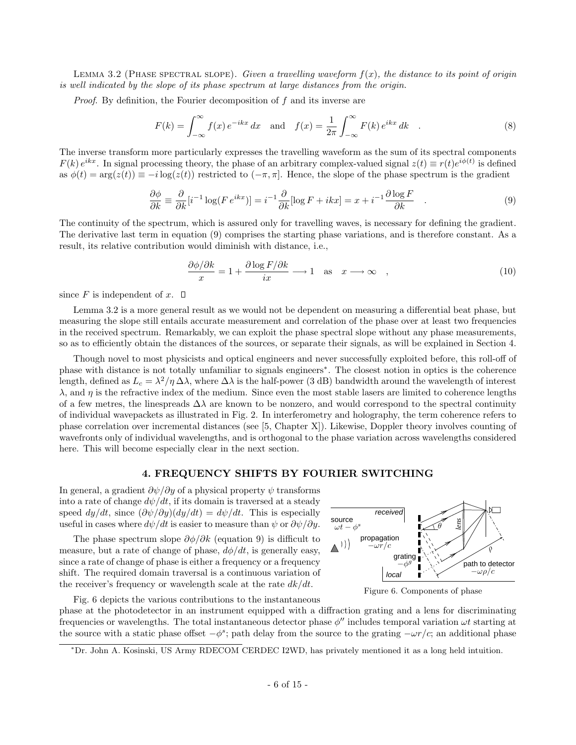**Lemma 3.2** (Phase spectral slope). *Given a travelling waveform $f(x)$, the distance to its point of origin is well indicated by the slope of its phase spectrum at large distances from the origin.*

*Proof.* By definition, the Fourier decomposition of $f$ and its inverse are

$$F(k) = \int_{-\infty}^{\infty} f(x)\, e^{-ikx}\, dx \quad \text{and} \quad f(x) = \frac{1}{2\pi} \int_{-\infty}^{\infty} F(k)\, e^{ikx}\, dk \quad . \tag{8}$$

The inverse transform more particularly expresses the travelling waveform as the sum of its spectral components $F(k)\, e^{ikx}$. In signal processing theory, the phase of an arbitrary complex-valued signal $z(t) \equiv r(t) e^{i\phi(t)}$ is defined as $\phi(t) = \arg(z(t)) \equiv -i \log(z(t))$ restricted to $(-\pi, \pi]$. Hence, the slope of the phase spectrum is the gradient

$$\frac{\partial \phi}{\partial k} \equiv \frac{\partial}{\partial k}[i^{-1} \log(F\, e^{ikx})] = i^{-1} \frac{\partial}{\partial k}[\log F + ikx] = x + i^{-1} \frac{\partial \log F}{\partial k} \quad . \tag{9}$$

The continuity of the spectrum, which is assured only for travelling waves, is necessary for defining the gradient. The derivative last term in equation (9) comprises the starting phase variations, and is therefore constant. As a result, its relative contribution would diminish with distance, i.e.,

$$\frac{\partial \phi / \partial k}{x} = 1 + \frac{\partial \log F / \partial k}{ix} \longrightarrow 1 \quad \text{as} \quad x \longrightarrow \infty \quad , \tag{10}$$

since $F$ is independent of $x$. □

Lemma 3.2 is a more general result as we would not be dependent on measuring a differential beat phase, but measuring the slope still entails accurate measurement and correlation of the phase over at least two frequencies in the received spectrum. Remarkably, we can exploit the phase spectral slope without any phase measurements, so as to efficiently obtain the distances of the sources, or separate their signals, as will be explained in Section 4.

Though novel to most physicists and optical engineers and never successfully exploited before, this roll-off of phase with distance is not totally unfamiliar to signals engineers*. The closest notion in optics is the coherence length, defined as $L_c = \lambda^2 / \eta\, \Delta\lambda$, where $\Delta\lambda$ is the half-power (3 dB) bandwidth around the wavelength of interest $\lambda$, and $\eta$ is the refractive index of the medium. Since even the most stable lasers are limited to coherence lengths of a few metres, the linespreads $\Delta\lambda$ are known to be nonzero, and would correspond to the spectral continuity of individual wavepackets as illustrated in Fig. 2. In interferometry and holography, the term coherence refers to phase correlation over incremental distances (see [5, Chapter X]). Likewise, Doppler theory involves counting of wavefronts only of individual wavelengths, and is orthogonal to the phase variation across wavelengths considered here. This will become especially clear in the next section.

## 4. FREQUENCY SHIFTS BY FOURIER SWITCHING

In general, a gradient $\partial\psi/\partial y$ of a physical property $\psi$ transforms into a rate of change $d\psi/dt$, if its domain is traversed at a steady speed $dy/dt$, since $(\partial\psi/\partial y)(dy/dt) = d\psi/dt$. This is especially useful in cases where $d\psi/dt$ is easier to measure than $\psi$ or $\partial\psi/\partial y$.

The phase spectrum slope $\partial\phi/\partial k$ (equation 9) is difficult to measure, but a rate of change of phase, $d\phi/dt$, is generally easy, since a rate of change of phase is either a frequency or a frequency shift. The required domain traversal is a continuous variation of the receiver's frequency or wavelength scale at the rate $dk/dt$.

Figure 6. Components of phase

Fig. 6 depicts the various contributions to the instantaneous phase at the photodetector in an instrument equipped with a diffraction grating and a lens for discriminating frequencies or wavelengths. The total instantaneous detector phase $\phi''$ includes temporal variation $\omega t$ starting at the source with a static phase offset $-\phi^s$; path delay from the source to the grating $-\omega r/c$; an additional phase

*Dr. John A. Kosinski, US Army RDECOM CERDEC I2WD, has privately mentioned it as a long held intuition.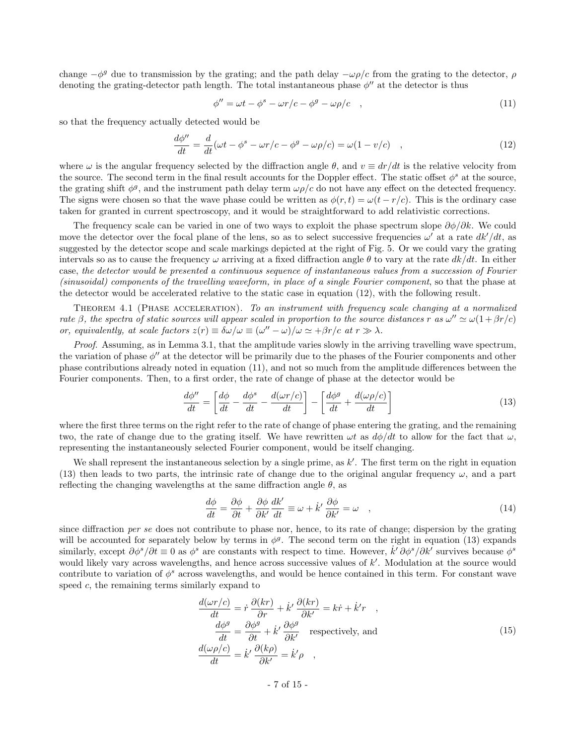change $-\phi^g$ due to transmission by the grating; and the path delay $-\omega\rho/c$ from the grating to the detector, $\rho$ denoting the grating-detector path length. The total instantaneous phase $\phi''$ at the detector is thus

$$\phi'' = \omega t - \phi^s - \omega r/c - \phi^g - \omega\rho/c \quad , \tag{11}$$

so that the frequency actually detected would be

$$\frac{d\phi''}{dt} = \frac{d}{dt}(\omega t - \phi^s - \omega r/c - \phi^g - \omega\rho/c) = \omega(1 - v/c) \quad , \tag{12}$$

where $\omega$ is the angular frequency selected by the diffraction angle $\theta$, and $v \equiv dr/dt$ is the relative velocity from the source. The second term in the final result accounts for the Doppler effect. The static offset $\phi^s$ at the source, the grating shift $\phi^g$, and the instrument path delay term $\omega\rho/c$ do not have any effect on the detected frequency. The signs were chosen so that the wave phase could be written as $\phi(r, t) = \omega(t - r/c)$. This is the ordinary case taken for granted in current spectroscopy, and it would be straightforward to add relativistic corrections.

The frequency scale can be varied in one of two ways to exploit the phase spectrum slope $\partial\phi/\partial k$. We could move the detector over the focal plane of the lens, so as to select successive frequencies $\omega'$ at a rate $dk'/dt$, as suggested by the detector scope and scale markings depicted at the right of Fig. 5. Or we could vary the grating intervals so as to cause the frequency $\omega$ arriving at a fixed diffraction angle $\theta$ to vary at the rate $dk/dt$. In either case, *the detector would be presented a continuous sequence of instantaneous values from a succession of Fourier (sinusoidal) components of the travelling waveform, in place of a single Fourier component*, so that the phase at the detector would be accelerated relative to the static case in equation (12), with the following result.

Theorem 4.1 (Phase acceleration). *To an instrument with frequency scale changing at a normalized rate $\beta$, the spectra of static sources will appear scaled in proportion to the source distances $r$ as $\omega'' \simeq \omega(1 + \beta r/c)$ or, equivalently, at scale factors $z(r) \equiv \delta\omega/\omega \equiv (\omega'' - \omega)/\omega \simeq +\beta r/c$ at $r \gg \lambda$.*

*Proof.* Assuming, as in Lemma 3.1, that the amplitude varies slowly in the arriving travelling wave spectrum, the variation of phase $\phi''$ at the detector will be primarily due to the phases of the Fourier components and other phase contributions already noted in equation (11), and not so much from the amplitude differences between the Fourier components. Then, to a first order, the rate of change of phase at the detector would be

$$\frac{d\phi''}{dt} = \left[\frac{d\phi}{dt} - \frac{d\phi^s}{dt} - \frac{d(\omega r/c)}{dt}\right] - \left[\frac{d\phi^g}{dt} + \frac{d(\omega\rho/c)}{dt}\right] \tag{13}$$

where the first three terms on the right refer to the rate of change of phase entering the grating, and the remaining two, the rate of change due to the grating itself. We have rewritten $\omega t$ as $d\phi/dt$ to allow for the fact that $\omega$, representing the instantaneously selected Fourier component, would be itself changing.

We shall represent the instantaneous selection by a single prime, as $k'$. The first term on the right in equation (13) then leads to two parts, the intrinsic rate of change due to the original angular frequency $\omega$, and a part reflecting the changing wavelengths at the same diffraction angle $\theta$, as

$$\frac{d\phi}{dt} = \frac{\partial\phi}{\partial t} + \frac{\partial\phi}{\partial k'}\frac{dk'}{dt} \equiv \omega + \dot{k}'\frac{\partial\phi}{\partial k'} = \omega \quad , \tag{14}$$

since diffraction *per se* does not contribute to phase nor, hence, to its rate of change; dispersion by the grating will be accounted for separately below by terms in $\phi^g$. The second term on the right in equation (13) expands similarly, except $\partial\phi^s/\partial t \equiv 0$ as $\phi^s$ are constants with respect to time. However, $\dot{k}'\,\partial\phi^s/\partial k'$ survives because $\phi^s$ would likely vary across wavelengths, and hence across successive values of $k'$. Modulation at the source would contribute to variation of $\phi^s$ across wavelengths, and would be hence contained in this term. For constant wave speed $c$, the remaining terms similarly expand to

$$\begin{aligned}
\frac{d(\omega r/c)}{dt} &= \dot{r}\,\frac{\partial(kr)}{\partial r} + \dot{k}'\,\frac{\partial(kr)}{\partial k'} = k\dot{r} + \dot{k}'r \quad , \\
\frac{d\phi^g}{dt} &= \frac{\partial\phi^g}{\partial t} + \dot{k}'\,\frac{\partial\phi^g}{\partial k'} \quad \text{respectively, and} \\
\frac{d(\omega\rho/c)}{dt} &= \dot{k}'\,\frac{\partial(k\rho)}{\partial k'} = \dot{k}'\rho \quad ,
\end{aligned} \tag{15}$$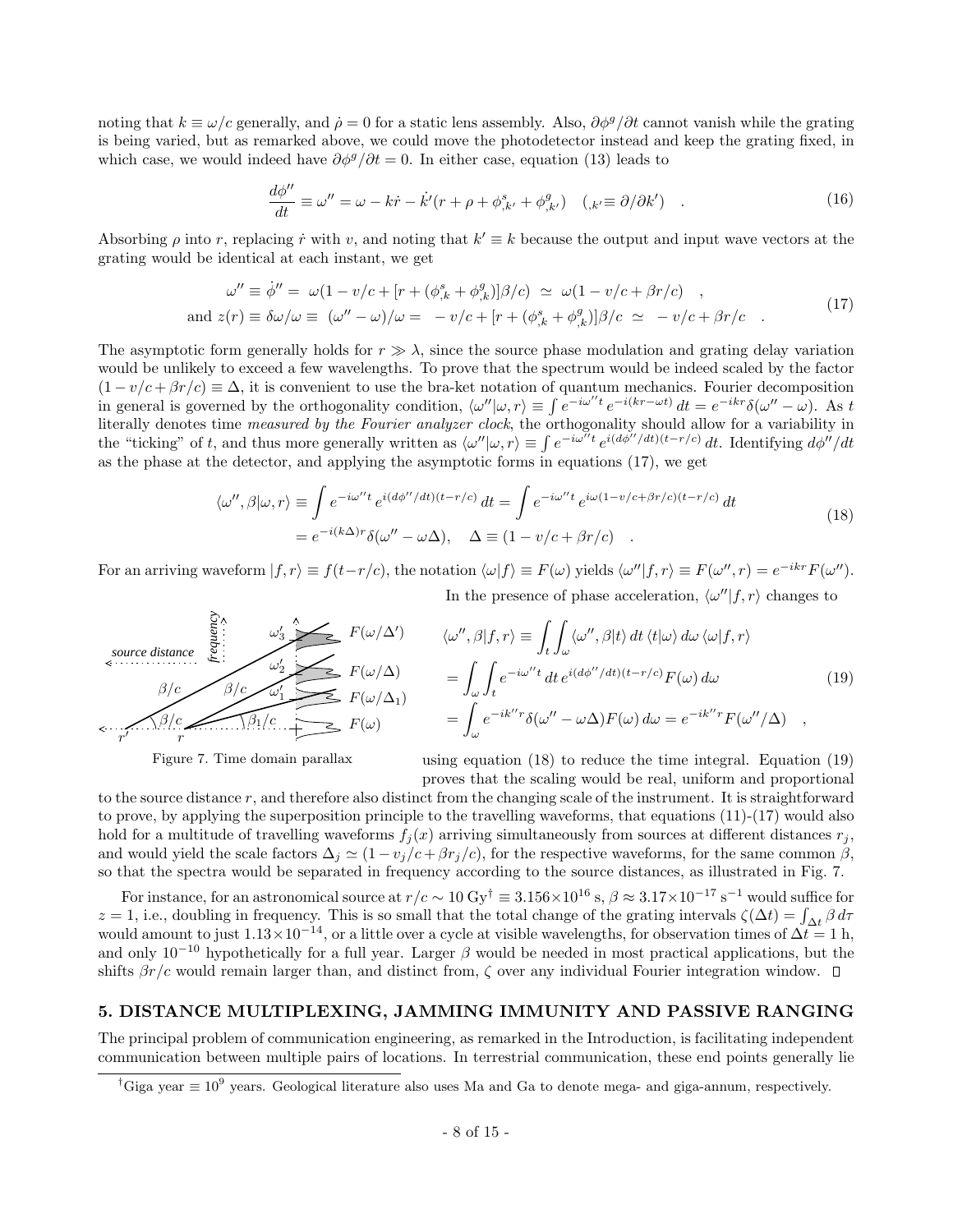noting that $k \equiv \omega/c$ generally, and $\dot{\rho} = 0$ for a static lens assembly. Also, $\partial\phi^g/\partial t$ cannot vanish while the grating is being varied, but as remarked above, we could move the photodetector instead and keep the grating fixed, in which case, we would indeed have $\partial\phi^g/\partial t = 0$. In either case, equation (13) leads to

$$\frac{d\phi''}{dt} \equiv \omega'' = \omega - k\dot{r} - \dot{k}'(r + \rho + \phi^s_{,k'} + \phi^g_{,k'}) \quad ({}_{,k'} \equiv \partial/\partial k') \quad . \tag{16}$$

Absorbing $\rho$ into $r$, replacing $\dot{r}$ with $v$, and noting that $k' \equiv k$ because the output and input wave vectors at the grating would be identical at each instant, we get

$$\begin{aligned} \omega'' \equiv \dot{\phi}'' = \ & \omega(1 - v/c + [r + (\phi^s_{,k} + \phi^g_{,k})]\beta/c) \ \simeq \ \omega(1 - v/c + \beta r/c) \quad , \\ \text{and } z(r) \equiv \delta\omega/\omega \equiv \ & (\omega'' - \omega)/\omega = \ -v/c + [r + (\phi^s_{,k} + \phi^g_{,k})]\beta/c \ \simeq \ -v/c + \beta r/c \quad . \end{aligned} \tag{17}$$

The asymptotic form generally holds for $r \gg \lambda$, since the source phase modulation and grating delay variation would be unlikely to exceed a few wavelengths. To prove that the spectrum would be indeed scaled by the factor $(1 - v/c + \beta r/c) \equiv \Delta$, it is convenient to use the bra-ket notation of quantum mechanics. Fourier decomposition in general is governed by the orthogonality condition, $\langle\omega''|\omega, r\rangle \equiv \int e^{-i\omega'' t}\, e^{-i(kr - \omega t)}\, dt = e^{-ikr}\delta(\omega'' - \omega)$. As $t$ literally denotes time *measured by the Fourier analyzer clock*, the orthogonality should allow for a variability in the "ticking" of $t$, and thus more generally written as $\langle\omega''|\omega, r\rangle \equiv \int e^{-i\omega'' t}\, e^{i(d\phi''/dt)(t - r/c)}\, dt$. Identifying $d\phi''/dt$ as the phase at the detector, and applying the asymptotic forms in equations (17), we get

$$\begin{aligned} \langle\omega'', \beta|\omega, r\rangle \equiv & \int e^{-i\omega'' t}\, e^{i(d\phi''/dt)(t - r/c)}\, dt = \int e^{-i\omega'' t}\, e^{i\omega(1 - v/c + \beta r/c)(t - r/c)}\, dt \\ & = e^{-i(k\Delta)r}\delta(\omega'' - \omega\Delta), \quad \Delta \equiv (1 - v/c + \beta r/c) \quad . \end{aligned} \tag{18}$$

For an arriving waveform $|f, r\rangle \equiv f(t - r/c)$, the notation $\langle\omega|f\rangle \equiv F(\omega)$ yields $\langle\omega''|f, r\rangle \equiv F(\omega'', r) = e^{-ikr}F(\omega'')$. In the presence of phase acceleration, $\langle\omega''|f, r\rangle$ changes to

$$\begin{aligned} \langle\omega'', \beta|f, r\rangle & \equiv \int_t \int_\omega \langle\omega'', \beta|t\rangle\, dt\, \langle t|\omega\rangle\, d\omega\, \langle\omega|f, r\rangle \\ & = \int_\omega \int_t e^{-i\omega'' t}\, dt\, e^{i(d\phi''/dt)(t - r/c)} F(\omega)\, d\omega \\ & = \int_\omega e^{-ik'' r}\delta(\omega'' - \omega\Delta)F(\omega)\, d\omega = e^{-ik'' r}F(\omega''/\Delta) \quad , \end{aligned} \tag{19}$$

Figure 7. Time domain parallax

using equation (18) to reduce the time integral. Equation (19) proves that the scaling would be real, uniform and proportional to the source distance $r$, and therefore also distinct from the changing scale of the instrument. It is straightforward to prove, by applying the superposition principle to the travelling waveforms, that equations (11)-(17) would also hold for a multitude of travelling waveforms $f_j(x)$ arriving simultaneously from sources at different distances $r_j$, and would yield the scale factors $\Delta_j \simeq (1 - v_j/c + \beta r_j/c)$, for the respective waveforms, for the same common $\beta$, so that the spectra would be separated in frequency according to the source distances, as illustrated in Fig. 7.

For instance, for an astronomical source at $r/c \sim 10$ Gy[†] $\equiv 3.156 \times 10^{16}$ s, $\beta \approx 3.17 \times 10^{-17}$ s$^{-1}$ would suffice for $z = 1$, i.e., doubling in frequency. This is so small that the total change of the grating intervals $\zeta(\Delta t) = \int_{\Delta t} \beta\, d\tau$ would amount to just $1.13 \times 10^{-14}$, or a little over a cycle at visible wavelengths, for observation times of $\Delta t = 1$ h, and only $10^{-10}$ hypothetically for a full year. Larger $\beta$ would be needed in most practical applications, but the shifts $\beta r/c$ would remain larger than, and distinct from, $\zeta$ over any individual Fourier integration window. □

## 5. DISTANCE MULTIPLEXING, JAMMING IMMUNITY AND PASSIVE RANGING

The principal problem of communication engineering, as remarked in the Introduction, is facilitating independent communication between multiple pairs of locations. In terrestrial communication, these end points generally lie

[†]Giga year $\equiv 10^9$ years. Geological literature also uses Ma and Ga to denote mega- and giga-annum, respectively.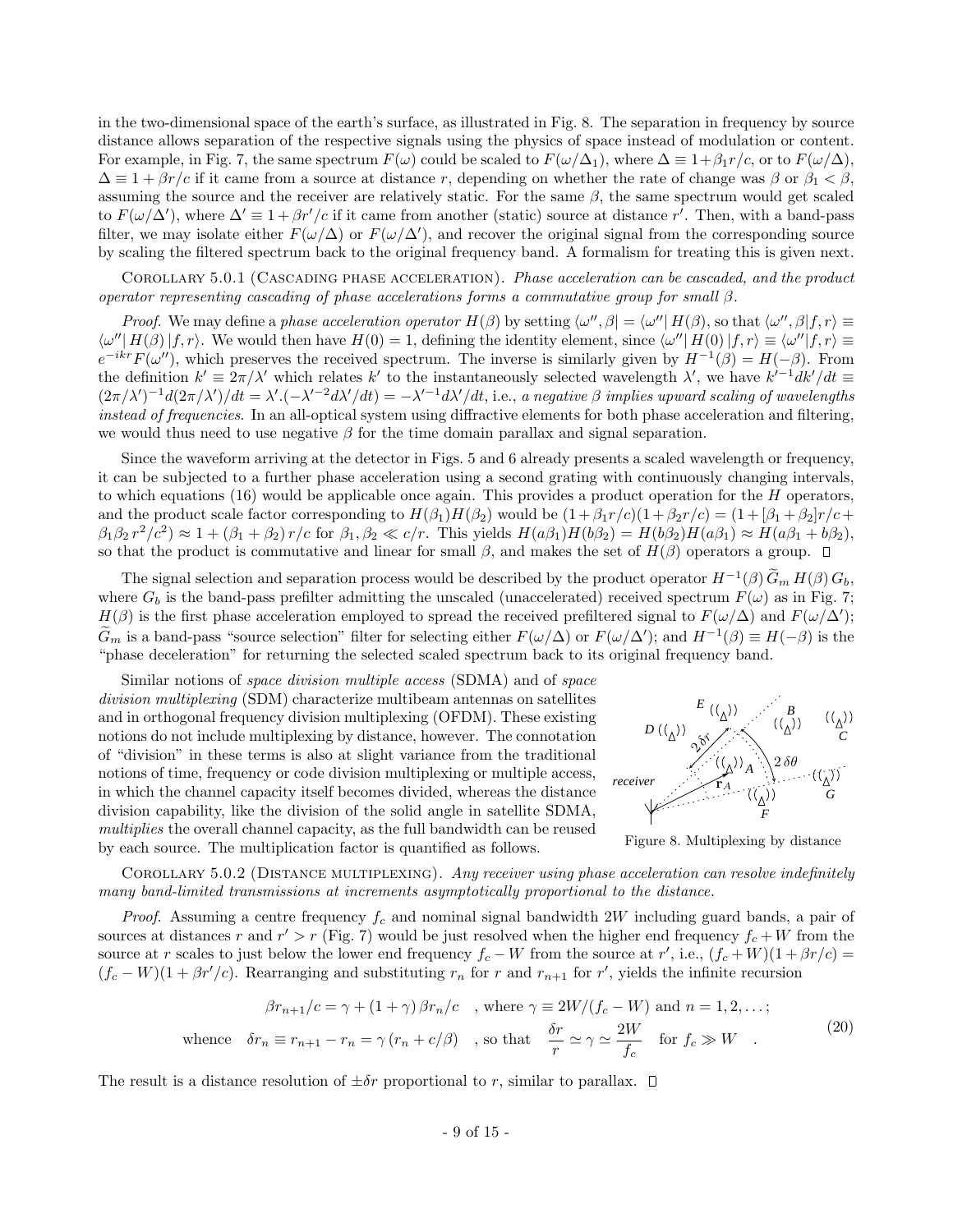in the two-dimensional space of the earth's surface, as illustrated in Fig. 8. The separation in frequency by source distance allows separation of the respective signals using the physics of space instead of modulation or content. For example, in Fig. 7, the same spectrum $F(\omega)$ could be scaled to $F(\omega/\Delta_1)$, where $\Delta \equiv 1+\beta_1 r/c$, or to $F(\omega/\Delta)$, $\Delta \equiv 1+\beta r/c$ if it came from a source at distance $r$, depending on whether the rate of change was $\beta$ or $\beta_1 < \beta$, assuming the source and the receiver are relatively static. For the same $\beta$, the same spectrum would get scaled to $F(\omega/\Delta')$, where $\Delta' \equiv 1+\beta r'/c$ if it came from another (static) source at distance $r'$. Then, with a band-pass filter, we may isolate either $F(\omega/\Delta)$ or $F(\omega/\Delta')$, and recover the original signal from the corresponding source by scaling the filtered spectrum back to the original frequency band. A formalism for treating this is given next.

Corollary 5.0.1 (Cascading phase acceleration). *Phase acceleration can be cascaded, and the product operator representing cascading of phase accelerations forms a commutative group for small $\beta$.*

*Proof.* We may define a *phase acceleration operator* $H(\beta)$ by setting $\langle \omega'', \beta| = \langle \omega''|\, H(\beta)$, so that $\langle \omega'', \beta|f, r\rangle \equiv \langle \omega''|\, H(\beta)\,|f, r\rangle$. We would then have $H(0) = 1$, defining the identity element, since $\langle \omega''|\, H(0)\,|f, r\rangle \equiv \langle \omega''|f, r\rangle \equiv e^{-ikr}F(\omega'')$, which preserves the received spectrum. The inverse is similarly given by $H^{-1}(\beta) = H(-\beta)$. From the definition $k' \equiv 2\pi/\lambda'$ which relates $k'$ to the instantaneously selected wavelength $\lambda'$, we have $k'^{-1}dk'/dt \equiv (2\pi/\lambda')^{-1}d(2\pi/\lambda')/dt = \lambda'.(-\lambda'^{-2}d\lambda'/dt) = -\lambda'^{-1}d\lambda'/dt$, i.e., *a negative $\beta$ implies upward scaling of wavelengths instead of frequencies*. In an all-optical system using diffractive elements for both phase acceleration and filtering, we would thus need to use negative $\beta$ for the time domain parallax and signal separation.

Since the waveform arriving at the detector in Figs. 5 and 6 already presents a scaled wavelength or frequency, it can be subjected to a further phase acceleration using a second grating with continuously changing intervals, to which equations (16) would be applicable once again. This provides a product operation for the $H$ operators, and the product scale factor corresponding to $H(\beta_1)H(\beta_2)$ would be $(1+\beta_1 r/c)(1+\beta_2 r/c) = (1+[\beta_1+\beta_2]r/c + \beta_1\beta_2\, r^2/c^2) \approx 1 + (\beta_1+\beta_2)\, r/c$ for $\beta_1, \beta_2 \ll c/r$. This yields $H(a\beta_1)H(b\beta_2) = H(b\beta_2)H(a\beta_1) \approx H(a\beta_1 + b\beta_2)$, so that the product is commutative and linear for small $\beta$, and makes the set of $H(\beta)$ operators a group. □

The signal selection and separation process would be described by the product operator $H^{-1}(\beta)\, \widetilde{G}_m\, H(\beta)\, G_b$, where $G_b$ is the band-pass prefilter admitting the unscaled (unaccelerated) received spectrum $F(\omega)$ as in Fig. 7; $H(\beta)$ is the first phase acceleration employed to spread the received prefiltered signal to $F(\omega/\Delta)$ and $F(\omega/\Delta')$; $\widetilde{G}_m$ is a band-pass "source selection" filter for selecting either $F(\omega/\Delta)$ or $F(\omega/\Delta')$; and $H^{-1}(\beta) \equiv H(-\beta)$ is the "phase deceleration" for returning the selected scaled spectrum back to its original frequency band.

Similar notions of *space division multiple access* (SDMA) and of *space division multiplexing* (SDM) characterize multibeam antennas on satellites and in orthogonal frequency division multiplexing (OFDM). These existing notions do not include multiplexing by distance, however. The connotation of "division" in these terms is also at slight variance from the traditional notions of time, frequency or code division multiplexing or multiple access, in which the channel capacity itself becomes divided, whereas the distance division capability, like the division of the solid angle in satellite SDMA, *multiplies* the overall channel capacity, as the full bandwidth can be reused by each source. The multiplication factor is quantified as follows.

Figure 8. Multiplexing by distance

Corollary 5.0.2 (Distance multiplexing). *Any receiver using phase acceleration can resolve indefinitely many band-limited transmissions at increments asymptotically proportional to the distance.*

*Proof.* Assuming a centre frequency $f_c$ and nominal signal bandwidth $2W$ including guard bands, a pair of sources at distances $r$ and $r' > r$ (Fig. 7) would be just resolved when the higher end frequency $f_c + W$ from the source at $r$ scales to just below the lower end frequency $f_c - W$ from the source at $r'$, i.e., $(f_c + W)(1 + \beta r/c) = (f_c - W)(1 + \beta r'/c)$. Rearranging and substituting $r_n$ for $r$ and $r_{n+1}$ for $r'$, yields the infinite recursion

$$
\begin{aligned}
&\beta r_{n+1}/c = \gamma + (1+\gamma)\,\beta r_n/c \quad , \text{ where } \gamma \equiv 2W/(f_c - W) \text{ and } n = 1, 2, \ldots ; \\
&\text{whence} \quad \delta r_n \equiv r_{n+1} - r_n = \gamma\,(r_n + c/\beta) \quad , \text{ so that } \quad \frac{\delta r}{r} \simeq \gamma \simeq \frac{2W}{f_c} \quad \text{for } f_c \gg W \quad .
\end{aligned}
\tag{20}
$$

The result is a distance resolution of $\pm\delta r$ proportional to $r$, similar to parallax. □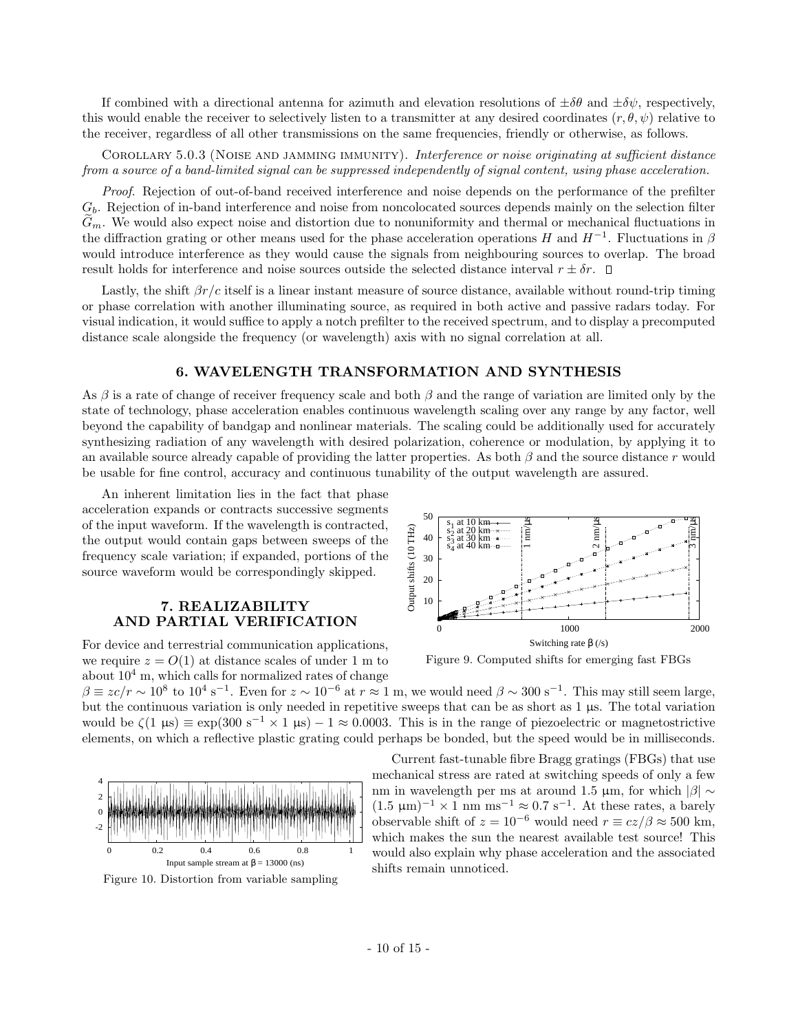If combined with a directional antenna for azimuth and elevation resolutions of $\pm\delta\theta$ and $\pm\delta\psi$, respectively, this would enable the receiver to selectively listen to a transmitter at any desired coordinates $(r, \theta, \psi)$ relative to the receiver, regardless of all other transmissions on the same frequencies, friendly or otherwise, as follows.

Corollary 5.0.3 (Noise and jamming immunity). *Interference or noise originating at sufficient distance from a source of a band-limited signal can be suppressed independently of signal content, using phase acceleration.*

*Proof.* Rejection of out-of-band received interference and noise depends on the performance of the prefilter $G_b$. Rejection of in-band interference and noise from noncolocated sources depends mainly on the selection filter $\widetilde{G}_m$. We would also expect noise and distortion due to nonuniformity and thermal or mechanical fluctuations in the diffraction grating or other means used for the phase acceleration operations $H$ and $H^{-1}$. Fluctuations in $\beta$ would introduce interference as they would cause the signals from neighbouring sources to overlap. The broad result holds for interference and noise sources outside the selected distance interval $r \pm \delta r$. □

Lastly, the shift $\beta r/c$ itself is a linear instant measure of source distance, available without round-trip timing or phase correlation with another illuminating source, as required in both active and passive radars today. For visual indication, it would suffice to apply a notch prefilter to the received spectrum, and to display a precomputed distance scale alongside the frequency (or wavelength) axis with no signal correlation at all.

## 6. WAVELENGTH TRANSFORMATION AND SYNTHESIS

As $\beta$ is a rate of change of receiver frequency scale and both $\beta$ and the range of variation are limited only by the state of technology, phase acceleration enables continuous wavelength scaling over any range by any factor, well beyond the capability of bandgap and nonlinear materials. The scaling could be additionally used for accurately synthesizing radiation of any wavelength with desired polarization, coherence or modulation, by applying it to an available source already capable of providing the latter properties. As both $\beta$ and the source distance $r$ would be usable for fine control, accuracy and continuous tunability of the output wavelength are assured.

An inherent limitation lies in the fact that phase acceleration expands or contracts successive segments of the input waveform. If the wavelength is contracted, the output would contain gaps between sweeps of the frequency scale variation; if expanded, portions of the source waveform would be correspondingly skipped.

## 7. REALIZABILITY AND PARTIAL VERIFICATION

Figure 9. Computed shifts for emerging fast FBGs

For device and terrestrial communication applications, we require $z = O(1)$ at distance scales of under 1 m to about $10^4$ m, which calls for normalized rates of change $\beta \equiv zc/r \sim 10^8$ to $10^4$ s$^{-1}$. Even for $z \sim 10^{-6}$ at $r \approx 1$ m, we would need $\beta \sim 300$ s$^{-1}$. This may still seem large, but the continuous variation is only needed in repetitive sweeps that can be as short as 1 μs. The total variation would be $\zeta(1\ \mu\text{s}) \equiv \exp(300\ \text{s}^{-1} \times 1\ \mu\text{s}) - 1 \approx 0.0003$. This is in the range of piezoelectric or magnetostrictive elements, on which a reflective plastic grating could perhaps be bonded, but the speed would be in milliseconds.

Figure 10. Distortion from variable sampling

Current fast-tunable fibre Bragg gratings (FBGs) that use mechanical stress are rated at switching speeds of only a few nm in wavelength per ms at around 1.5 μm, for which $|\beta| \sim (1.5\ \mu\text{m})^{-1} \times 1\ \text{nm ms}^{-1} \approx 0.7\ \text{s}^{-1}$. At these rates, a barely observable shift of $z = 10^{-6}$ would need $r \equiv cz/\beta \approx 500$ km, which makes the sun the nearest available test source! This would also explain why phase acceleration and the associated shifts remain unnoticed.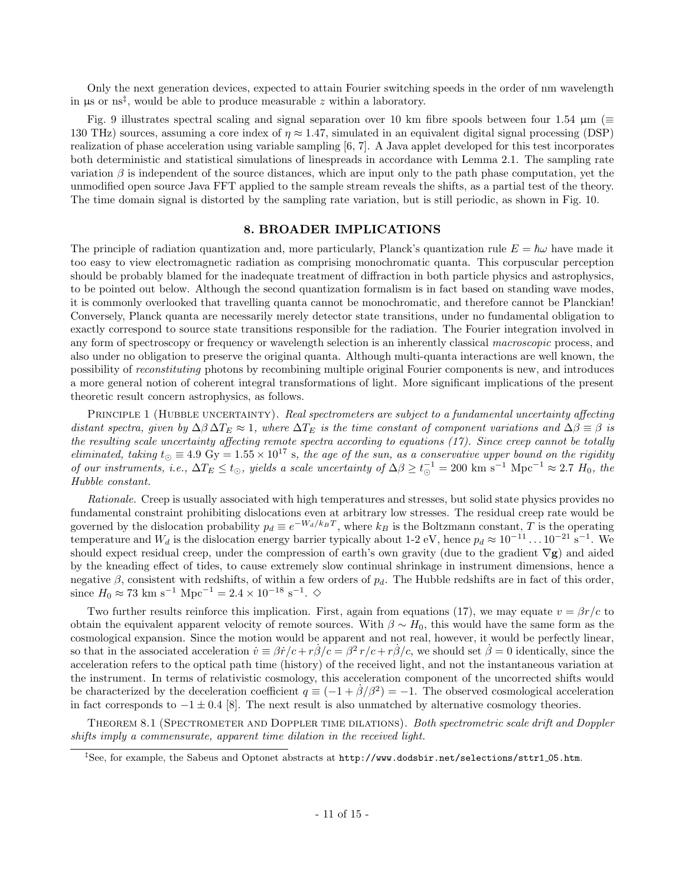Only the next generation devices, expected to attain Fourier switching speeds in the order of nm wavelength in μs or ns[‡], would be able to produce measurable $z$ within a laboratory.

Fig. 9 illustrates spectral scaling and signal separation over 10 km fibre spools between four 1.54 μm ($\equiv$ 130 THz) sources, assuming a core index of $\eta \approx 1.47$, simulated in an equivalent digital signal processing (DSP) realization of phase acceleration using variable sampling [6, 7]. A Java applet developed for this test incorporates both deterministic and statistical simulations of linespreads in accordance with Lemma 2.1. The sampling rate variation $\beta$ is independent of the source distances, which are input only to the path phase computation, yet the unmodified open source Java FFT applied to the sample stream reveals the shifts, as a partial test of the theory. The time domain signal is distorted by the sampling rate variation, but is still periodic, as shown in Fig. 10.

## 8. BROADER IMPLICATIONS

The principle of radiation quantization and, more particularly, Planck's quantization rule $E = \hbar\omega$ have made it too easy to view electromagnetic radiation as comprising monochromatic quanta. This corpuscular perception should be probably blamed for the inadequate treatment of diffraction in both particle physics and astrophysics, to be pointed out below. Although the second quantization formalism is in fact based on standing wave modes, it is commonly overlooked that travelling quanta cannot be monochromatic, and therefore cannot be Planckian! Conversely, Planck quanta are necessarily merely detector state transitions, under no fundamental obligation to exactly correspond to source state transitions responsible for the radiation. The Fourier integration involved in any form of spectroscopy or frequency or wavelength selection is an inherently classical *macroscopic* process, and also under no obligation to preserve the original quanta. Although multi-quanta interactions are well known, the possibility of *reconstituting* photons by recombining multiple original Fourier components is new, and introduces a more general notion of coherent integral transformations of light. More significant implications of the present theoretic result concern astrophysics, as follows.

Principle 1 (Hubble uncertainty). *Real spectrometers are subject to a fundamental uncertainty affecting distant spectra, given by $\Delta\beta\,\Delta T_E \approx 1$, where $\Delta T_E$ is the time constant of component variations and $\Delta\beta \equiv \beta$ is the resulting scale uncertainty affecting remote spectra according to equations (17). Since creep cannot be totally eliminated, taking $t_\odot \equiv 4.9$ Gy $= 1.55 \times 10^{17}$ s, the age of the sun, as a conservative upper bound on the rigidity of our instruments, i.e., $\Delta T_E \le t_\odot$, yields a scale uncertainty of $\Delta\beta \ge t_\odot^{-1} = 200$ km s$^{-1}$ Mpc$^{-1}$ $\approx 2.7\ H_0$, the Hubble constant.*

*Rationale.* Creep is usually associated with high temperatures and stresses, but solid state physics provides no fundamental constraint prohibiting dislocations even at arbitrary low stresses. The residual creep rate would be governed by the dislocation probability $p_d \equiv e^{-W_d/k_B T}$, where $k_B$ is the Boltzmann constant, $T$ is the operating temperature and $W_d$ is the dislocation energy barrier typically about 1-2 eV, hence $p_d \approx 10^{-11} \ldots 10^{-21}$ s$^{-1}$. We should expect residual creep, under the compression of earth's own gravity (due to the gradient $\nabla\mathbf{g}$) and aided by the kneading effect of tides, to cause extremely slow continual shrinkage in instrument dimensions, hence a negative $\beta$, consistent with redshifts, of within a few orders of $p_d$. The Hubble redshifts are in fact of this order, since $H_0 \approx 73$ km s$^{-1}$ Mpc$^{-1}$ $= 2.4 \times 10^{-18}$ s$^{-1}$. ◇

Two further results reinforce this implication. First, again from equations (17), we may equate $v = \beta r/c$ to obtain the equivalent apparent velocity of remote sources. With $\beta \sim H_0$, this would have the same form as the cosmological expansion. Since the motion would be apparent and not real, however, it would be perfectly linear, so that in the associated acceleration $\dot{v} \equiv \beta\dot{r}/c + r\dot{\beta}/c = \beta^2 r/c + r\dot{\beta}/c$, we should set $\dot{\beta} = 0$ identically, since the acceleration refers to the optical path time (history) of the received light, and not the instantaneous variation at the instrument. In terms of relativistic cosmology, this acceleration component of the uncorrected shifts would be characterized by the deceleration coefficient $q \equiv (-1 + \dot{\beta}/\beta^2) = -1$. The observed cosmological acceleration in fact corresponds to $-1 \pm 0.4$ [8]. The next result is also unmatched by alternative cosmology theories.

Theorem 8.1 (Spectrometer and Doppler time dilations). *Both spectrometric scale drift and Doppler shifts imply a commensurate, apparent time dilation in the received light.*

---

[‡]See, for example, the Sabeus and Optonet abstracts at http://www.dodsbir.net/selections/sttr1_05.htm.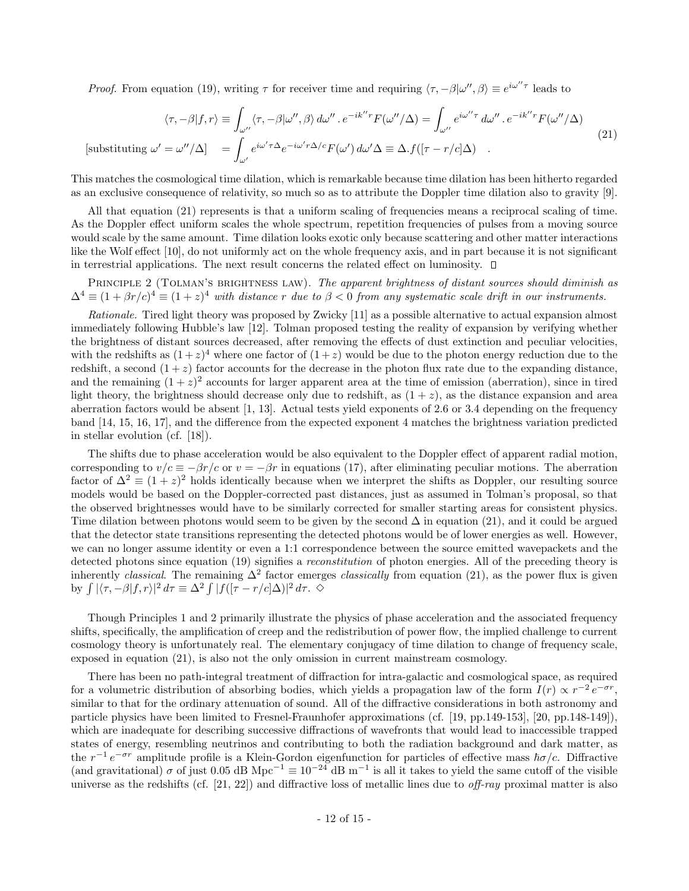*Proof.* From equation (19), writing $\tau$ for receiver time and requiring $\langle \tau, -\beta | \omega'', \beta \rangle \equiv e^{i\omega''\tau}$ leads to

$$
\begin{aligned}
\langle \tau, -\beta | f, r \rangle &\equiv \int_{\omega''} \langle \tau, -\beta | \omega'', \beta \rangle \, d\omega'' \, . \, e^{-ik''r} F(\omega''/\Delta) = \int_{\omega''} e^{i\omega''\tau} \, d\omega'' \, . \, e^{-ik''r} F(\omega''/\Delta) \\
\text{[substituting } \omega' = \omega''/\Delta] \quad &= \int_{\omega'} e^{i\omega'\tau\Delta} e^{-i\omega' r \Delta / c} F(\omega') \, d\omega' \Delta \equiv \Delta . f([\tau - r/c]\Delta) \quad .
\end{aligned}
\tag{21}
$$

This matches the cosmological time dilation, which is remarkable because time dilation has been hitherto regarded as an exclusive consequence of relativity, so much so as to attribute the Doppler time dilation also to gravity [9].

All that equation (21) represents is that a uniform scaling of frequencies means a reciprocal scaling of time. As the Doppler effect uniform scales the whole spectrum, repetition frequencies of pulses from a moving source would scale by the same amount. Time dilation looks exotic only because scattering and other matter interactions like the Wolf effect [10], do not uniformly act on the whole frequency axis, and in part because it is not significant in terrestrial applications. The next result concerns the related effect on luminosity. □

Principle 2 (Tolman's brightness law). *The apparent brightness of distant sources should diminish as $\Delta^4 \equiv (1 + \beta r/c)^4 \equiv (1+z)^4$ with distance $r$ due to $\beta < 0$ from any systematic scale drift in our instruments.*

*Rationale.* Tired light theory was proposed by Zwicky [11] as a possible alternative to actual expansion almost immediately following Hubble's law [12]. Tolman proposed testing the reality of expansion by verifying whether the brightness of distant sources decreased, after removing the effects of dust extinction and peculiar velocities, with the redshifts as $(1+z)^4$ where one factor of $(1+z)$ would be due to the photon energy reduction due to the redshift, a second $(1+z)$ factor accounts for the decrease in the photon flux rate due to the expanding distance, and the remaining $(1+z)^2$ accounts for larger apparent area at the time of emission (aberration), since in tired light theory, the brightness should decrease only due to redshift, as $(1+z)$, as the distance expansion and area aberration factors would be absent [1, 13]. Actual tests yield exponents of 2.6 or 3.4 depending on the frequency band [14, 15, 16, 17], and the difference from the expected exponent 4 matches the brightness variation predicted in stellar evolution (cf. [18]).

The shifts due to phase acceleration would be also equivalent to the Doppler effect of apparent radial motion, corresponding to $v/c \equiv -\beta r/c$ or $v = -\beta r$ in equations (17), after eliminating peculiar motions. The aberration factor of $\Delta^2 \equiv (1+z)^2$ holds identically because when we interpret the shifts as Doppler, our resulting source models would be based on the Doppler-corrected past distances, just as assumed in Tolman's proposal, so that the observed brightnesses would have to be similarly corrected for smaller starting areas for consistent physics. Time dilation between photons would seem to be given by the second $\Delta$ in equation (21), and it could be argued that the detector state transitions representing the detected photons would be of lower energies as well. However, we can no longer assume identity or even a 1:1 correspondence between the source emitted wavepackets and the detected photons since equation (19) signifies a *reconstitution* of photon energies. All of the preceding theory is inherently *classical*. The remaining $\Delta^2$ factor emerges *classically* from equation (21), as the power flux is given by $\int |\langle \tau, -\beta | f, r \rangle|^2 \, d\tau \equiv \Delta^2 \int |f([\tau - r/c]\Delta)|^2 \, d\tau$. ◇

Though Principles 1 and 2 primarily illustrate the physics of phase acceleration and the associated frequency shifts, specifically, the amplification of creep and the redistribution of power flow, the implied challenge to current cosmology theory is unfortunately real. The elementary conjugacy of time dilation to change of frequency scale, exposed in equation (21), is also not the only omission in current mainstream cosmology.

There has been no path-integral treatment of diffraction for intra-galactic and cosmological space, as required for a volumetric distribution of absorbing bodies, which yields a propagation law of the form $I(r) \propto r^{-2} e^{-\sigma r}$, similar to that for the ordinary attenuation of sound. All of the diffractive considerations in both astronomy and particle physics have been limited to Fresnel-Fraunhofer approximations (cf. [19, pp.149-153], [20, pp.148-149]), which are inadequate for describing successive diffractions of wavefronts that would lead to inaccessible trapped states of energy, resembling neutrinos and contributing to both the radiation background and dark matter, as the $r^{-1} e^{-\sigma r}$ amplitude profile is a Klein-Gordon eigenfunction for particles of effective mass $\hbar\sigma/c$. Diffractive (and gravitational) $\sigma$ of just 0.05 dB $\text{Mpc}^{-1} \equiv 10^{-24}$ dB $\text{m}^{-1}$ is all it takes to yield the same cutoff of the visible universe as the redshifts (cf. [21, 22]) and diffractive loss of metallic lines due to *off-ray* proximal matter is also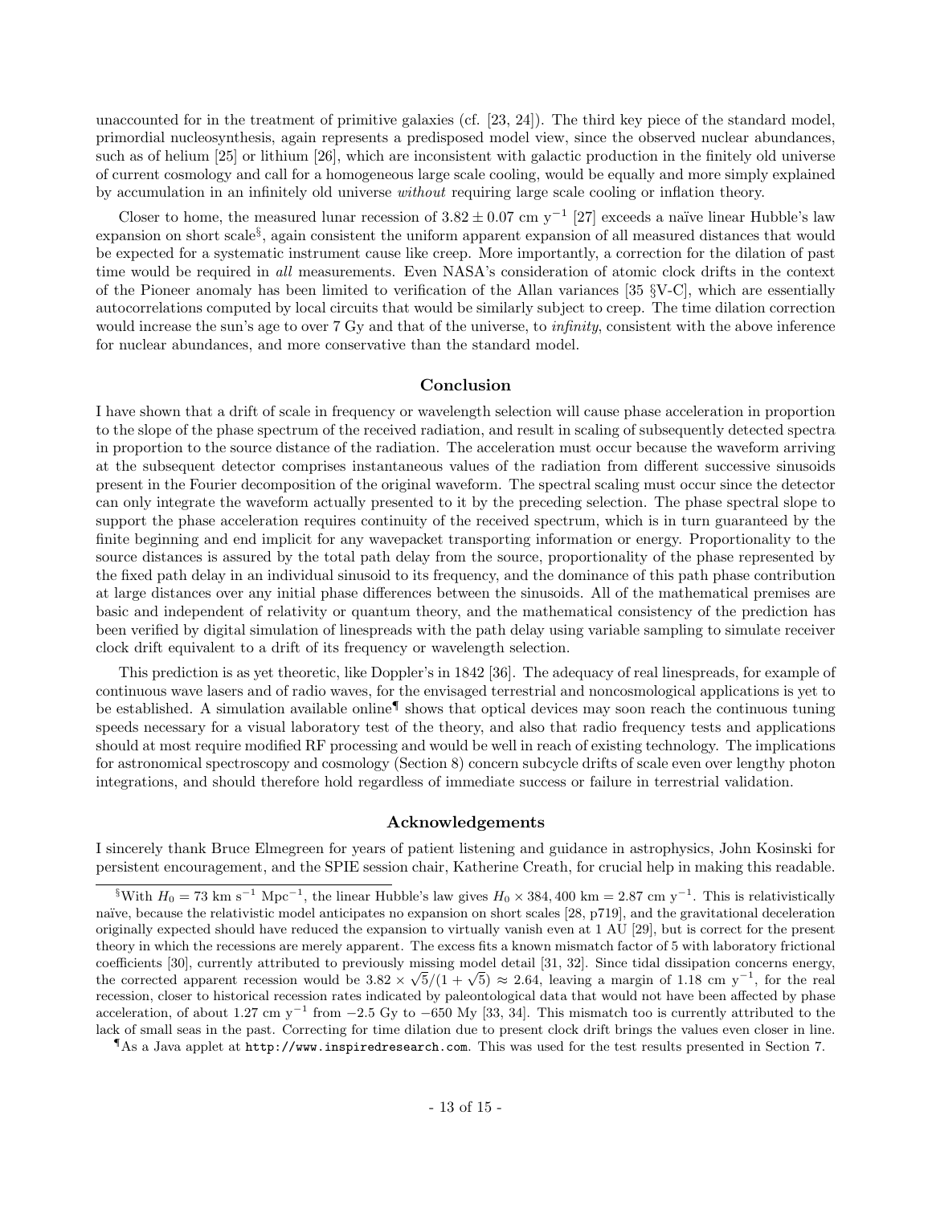unaccounted for in the treatment of primitive galaxies (cf. [23, 24]). The third key piece of the standard model, primordial nucleosynthesis, again represents a predisposed model view, since the observed nuclear abundances, such as of helium [25] or lithium [26], which are inconsistent with galactic production in the finitely old universe of current cosmology and call for a homogeneous large scale cooling, would be equally and more simply explained by accumulation in an infinitely old universe *without* requiring large scale cooling or inflation theory.

Closer to home, the measured lunar recession of $3.82 \pm 0.07$ cm y$^{-1}$ [27] exceeds a naïve linear Hubble's law expansion on short scale[§], again consistent the uniform apparent expansion of all measured distances that would be expected for a systematic instrument cause like creep. More importantly, a correction for the dilation of past time would be required in *all* measurements. Even NASA's consideration of atomic clock drifts in the context of the Pioneer anomaly has been limited to verification of the Allan variances [35 §V-C], which are essentially autocorrelations computed by local circuits that would be similarly subject to creep. The time dilation correction would increase the sun's age to over 7 Gy and that of the universe, to *infinity*, consistent with the above inference for nuclear abundances, and more conservative than the standard model.

## Conclusion

I have shown that a drift of scale in frequency or wavelength selection will cause phase acceleration in proportion to the slope of the phase spectrum of the received radiation, and result in scaling of subsequently detected spectra in proportion to the source distance of the radiation. The acceleration must occur because the waveform arriving at the subsequent detector comprises instantaneous values of the radiation from different successive sinusoids present in the Fourier decomposition of the original waveform. The spectral scaling must occur since the detector can only integrate the waveform actually presented to it by the preceding selection. The phase spectral slope to support the phase acceleration requires continuity of the received spectrum, which is in turn guaranteed by the finite beginning and end implicit for any wavepacket transporting information or energy. Proportionality to the source distances is assured by the total path delay from the source, proportionality of the phase represented by the fixed path delay in an individual sinusoid to its frequency, and the dominance of this path phase contribution at large distances over any initial phase differences between the sinusoids. All of the mathematical premises are basic and independent of relativity or quantum theory, and the mathematical consistency of the prediction has been verified by digital simulation of linespreads with the path delay using variable sampling to simulate receiver clock drift equivalent to a drift of its frequency or wavelength selection.

This prediction is as yet theoretic, like Doppler's in 1842 [36]. The adequacy of real linespreads, for example of continuous wave lasers and of radio waves, for the envisaged terrestrial and noncosmological applications is yet to be established. A simulation available online[¶] shows that optical devices may soon reach the continuous tuning speeds necessary for a visual laboratory test of the theory, and also that radio frequency tests and applications should at most require modified RF processing and would be well in reach of existing technology. The implications for astronomical spectroscopy and cosmology (Section 8) concern subcycle drifts of scale even over lengthy photon integrations, and should therefore hold regardless of immediate success or failure in terrestrial validation.

## Acknowledgements

I sincerely thank Bruce Elmegreen for years of patient listening and guidance in astrophysics, John Kosinski for persistent encouragement, and the SPIE session chair, Katherine Creath, for crucial help in making this readable.

---

[§] With $H_0 = 73$ km s$^{-1}$ Mpc$^{-1}$, the linear Hubble's law gives $H_0 \times 384,400$ km $= 2.87$ cm y$^{-1}$. This is relativistically naïve, because the relativistic model anticipates no expansion on short scales [28, p719], and the gravitational deceleration originally expected should have reduced the expansion to virtually vanish even at 1 AU [29], but is correct for the present theory in which the recessions are merely apparent. The excess fits a known mismatch factor of 5 with laboratory frictional coefficients [30], currently attributed to previously missing model detail [31, 32]. Since tidal dissipation concerns energy, the corrected apparent recession would be $3.82 \times \sqrt{5}/(1+\sqrt{5}) \approx 2.64$, leaving a margin of 1.18 cm y$^{-1}$, for the real recession, closer to historical recession rates indicated by paleontological data that would not have been affected by phase acceleration, of about 1.27 cm y$^{-1}$ from $-2.5$ Gy to $-650$ My [33, 34]. This mismatch too is currently attributed to the lack of small seas in the past. Correcting for time dilation due to present clock drift brings the values even closer in line.

[¶] As a Java applet at `http://www.inspiredresearch.com`. This was used for the test results presented in Section 7.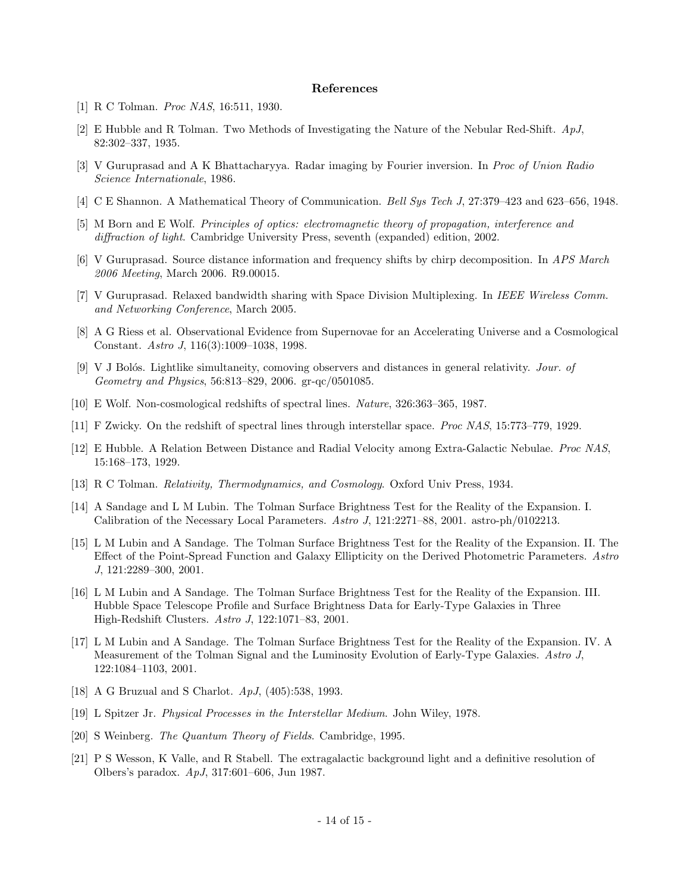## References

[1] R C Tolman. *Proc NAS*, 16:511, 1930.

[2] E Hubble and R Tolman. Two Methods of Investigating the Nature of the Nebular Red-Shift. *ApJ*, 82:302–337, 1935.

[3] V Guruprasad and A K Bhattacharyya. Radar imaging by Fourier inversion. In *Proc of Union Radio Science Internationale*, 1986.

[4] C E Shannon. A Mathematical Theory of Communication. *Bell Sys Tech J*, 27:379–423 and 623–656, 1948.

[5] M Born and E Wolf. *Principles of optics: electromagnetic theory of propagation, interference and diffraction of light*. Cambridge University Press, seventh (expanded) edition, 2002.

[6] V Guruprasad. Source distance information and frequency shifts by chirp decomposition. In *APS March 2006 Meeting*, March 2006. R9.00015.

[7] V Guruprasad. Relaxed bandwidth sharing with Space Division Multiplexing. In *IEEE Wireless Comm. and Networking Conference*, March 2005.

[8] A G Riess et al. Observational Evidence from Supernovae for an Accelerating Universe and a Cosmological Constant. *Astro J*, 116(3):1009–1038, 1998.

[9] V J Bolós. Lightlike simultaneity, comoving observers and distances in general relativity. *Jour. of Geometry and Physics*, 56:813–829, 2006. gr-qc/0501085.

[10] E Wolf. Non-cosmological redshifts of spectral lines. *Nature*, 326:363–365, 1987.

[11] F Zwicky. On the redshift of spectral lines through interstellar space. *Proc NAS*, 15:773–779, 1929.

[12] E Hubble. A Relation Between Distance and Radial Velocity among Extra-Galactic Nebulae. *Proc NAS*, 15:168–173, 1929.

[13] R C Tolman. *Relativity, Thermodynamics, and Cosmology*. Oxford Univ Press, 1934.

[14] A Sandage and L M Lubin. The Tolman Surface Brightness Test for the Reality of the Expansion. I. Calibration of the Necessary Local Parameters. *Astro J*, 121:2271–88, 2001. astro-ph/0102213.

[15] L M Lubin and A Sandage. The Tolman Surface Brightness Test for the Reality of the Expansion. II. The Effect of the Point-Spread Function and Galaxy Ellipticity on the Derived Photometric Parameters. *Astro J*, 121:2289–300, 2001.

[16] L M Lubin and A Sandage. The Tolman Surface Brightness Test for the Reality of the Expansion. III. Hubble Space Telescope Profile and Surface Brightness Data for Early-Type Galaxies in Three High-Redshift Clusters. *Astro J*, 122:1071–83, 2001.

[17] L M Lubin and A Sandage. The Tolman Surface Brightness Test for the Reality of the Expansion. IV. A Measurement of the Tolman Signal and the Luminosity Evolution of Early-Type Galaxies. *Astro J*, 122:1084–1103, 2001.

[18] A G Bruzual and S Charlot. *ApJ*, (405):538, 1993.

[19] L Spitzer Jr. *Physical Processes in the Interstellar Medium*. John Wiley, 1978.

[20] S Weinberg. *The Quantum Theory of Fields*. Cambridge, 1995.

[21] P S Wesson, K Valle, and R Stabell. The extragalactic background light and a definitive resolution of Olbers's paradox. *ApJ*, 317:601–606, Jun 1987.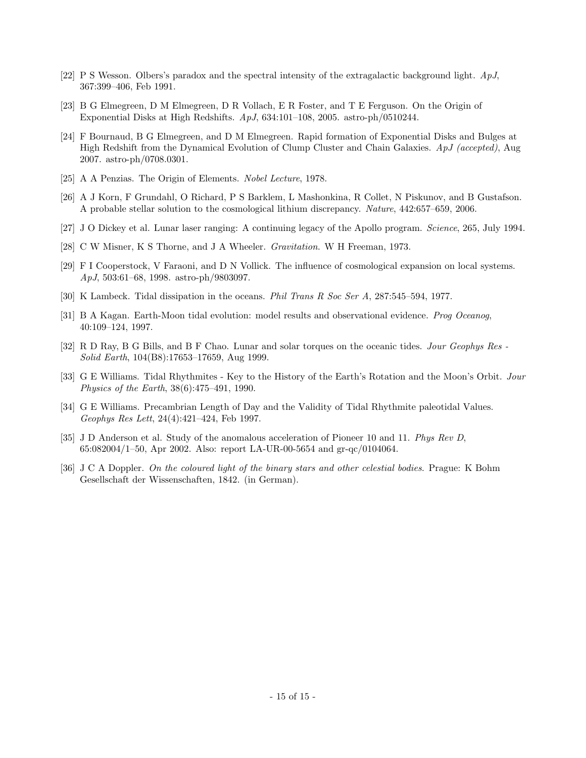[22] P S Wesson. Olbers's paradox and the spectral intensity of the extragalactic background light. *ApJ*, 367:399–406, Feb 1991.

[23] B G Elmegreen, D M Elmegreen, D R Vollach, E R Foster, and T E Ferguson. On the Origin of Exponential Disks at High Redshifts. *ApJ*, 634:101–108, 2005. astro-ph/0510244.

[24] F Bournaud, B G Elmegreen, and D M Elmegreen. Rapid formation of Exponential Disks and Bulges at High Redshift from the Dynamical Evolution of Clump Cluster and Chain Galaxies. *ApJ (accepted)*, Aug 2007. astro-ph/0708.0301.

[25] A A Penzias. The Origin of Elements. *Nobel Lecture*, 1978.

[26] A J Korn, F Grundahl, O Richard, P S Barklem, L Mashonkina, R Collet, N Piskunov, and B Gustafson. A probable stellar solution to the cosmological lithium discrepancy. *Nature*, 442:657–659, 2006.

[27] J O Dickey et al. Lunar laser ranging: A continuing legacy of the Apollo program. *Science*, 265, July 1994.

[28] C W Misner, K S Thorne, and J A Wheeler. *Gravitation*. W H Freeman, 1973.

[29] F I Cooperstock, V Faraoni, and D N Vollick. The influence of cosmological expansion on local systems. *ApJ*, 503:61–68, 1998. astro-ph/9803097.

[30] K Lambeck. Tidal dissipation in the oceans. *Phil Trans R Soc Ser A*, 287:545–594, 1977.

[31] B A Kagan. Earth-Moon tidal evolution: model results and observational evidence. *Prog Oceanog*, 40:109–124, 1997.

[32] R D Ray, B G Bills, and B F Chao. Lunar and solar torques on the oceanic tides. *Jour Geophys Res - Solid Earth*, 104(B8):17653–17659, Aug 1999.

[33] G E Williams. Tidal Rhythmites - Key to the History of the Earth's Rotation and the Moon's Orbit. *Jour Physics of the Earth*, 38(6):475–491, 1990.

[34] G E Williams. Precambrian Length of Day and the Validity of Tidal Rhythmite paleotidal Values. *Geophys Res Lett*, 24(4):421–424, Feb 1997.

[35] J D Anderson et al. Study of the anomalous acceleration of Pioneer 10 and 11. *Phys Rev D*, 65:082004/1–50, Apr 2002. Also: report LA-UR-00-5654 and gr-qc/0104064.

[36] J C A Doppler. *On the coloured light of the binary stars and other celestial bodies*. Prague: K Bohm Gesellschaft der Wissenschaften, 1842. (in German).